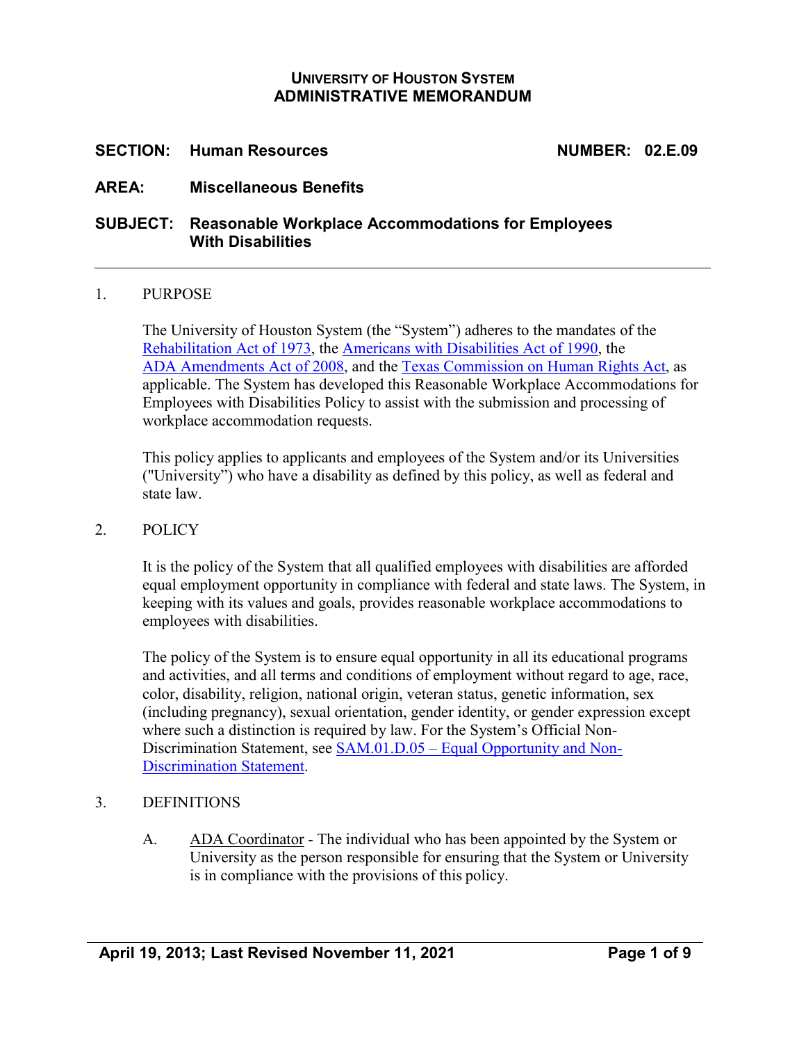**UNIVERSITY OF HOUSTON SYSTEM**
**ADMINISTRATIVE MEMORANDUM**

**SECTION: Human Resources** **NUMBER: 02.E.09**

**AREA: Miscellaneous Benefits**

**SUBJECT: Reasonable Workplace Accommodations for Employees With Disabilities**

---

1. PURPOSE

   The University of Houston System (the "System") adheres to the mandates of the Rehabilitation Act of 1973, the Americans with Disabilities Act of 1990, the ADA Amendments Act of 2008, and the Texas Commission on Human Rights Act, as applicable. The System has developed this Reasonable Workplace Accommodations for Employees with Disabilities Policy to assist with the submission and processing of workplace accommodation requests.

   This policy applies to applicants and employees of the System and/or its Universities ("University") who have a disability as defined by this policy, as well as federal and state law.

2. POLICY

   It is the policy of the System that all qualified employees with disabilities are afforded equal employment opportunity in compliance with federal and state laws. The System, in keeping with its values and goals, provides reasonable workplace accommodations to employees with disabilities.

   The policy of the System is to ensure equal opportunity in all its educational programs and activities, and all terms and conditions of employment without regard to age, race, color, disability, religion, national origin, veteran status, genetic information, sex (including pregnancy), sexual orientation, gender identity, or gender expression except where such a distinction is required by law. For the System's Official Non-Discrimination Statement, see SAM.01.D.05 – Equal Opportunity and Non-Discrimination Statement.

3. DEFINITIONS

   A. ADA Coordinator - The individual who has been appointed by the System or University as the person responsible for ensuring that the System or University is in compliance with the provisions of this policy.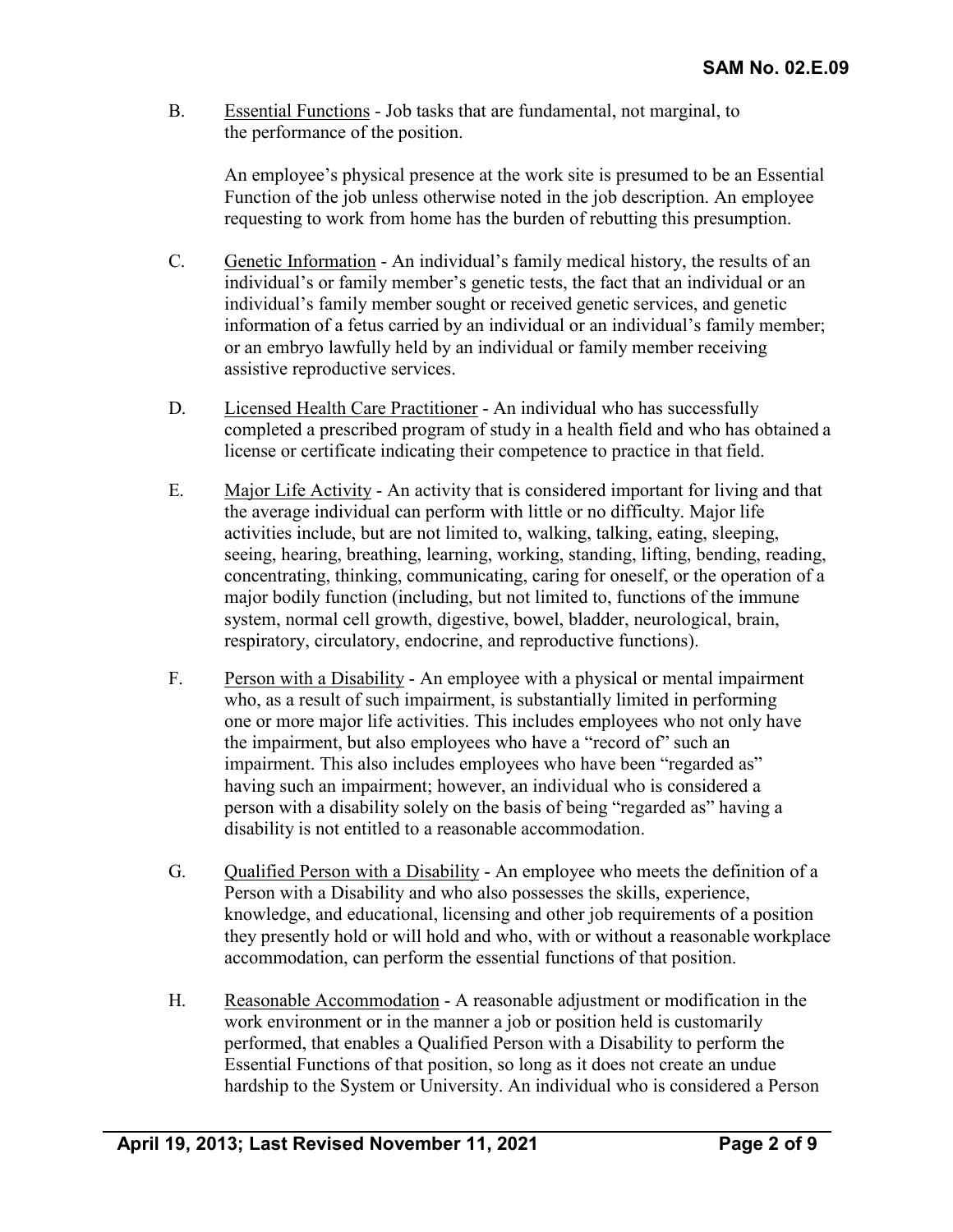B. Essential Functions - Job tasks that are fundamental, not marginal, to the performance of the position.

   An employee's physical presence at the work site is presumed to be an Essential Function of the job unless otherwise noted in the job description. An employee requesting to work from home has the burden of rebutting this presumption.

C. Genetic Information - An individual's family medical history, the results of an individual's or family member's genetic tests, the fact that an individual or an individual's family member sought or received genetic services, and genetic information of a fetus carried by an individual or an individual's family member; or an embryo lawfully held by an individual or family member receiving assistive reproductive services.

D. Licensed Health Care Practitioner - An individual who has successfully completed a prescribed program of study in a health field and who has obtained a license or certificate indicating their competence to practice in that field.

E. Major Life Activity - An activity that is considered important for living and that the average individual can perform with little or no difficulty. Major life activities include, but are not limited to, walking, talking, eating, sleeping, seeing, hearing, breathing, learning, working, standing, lifting, bending, reading, concentrating, thinking, communicating, caring for oneself, or the operation of a major bodily function (including, but not limited to, functions of the immune system, normal cell growth, digestive, bowel, bladder, neurological, brain, respiratory, circulatory, endocrine, and reproductive functions).

F. Person with a Disability - An employee with a physical or mental impairment who, as a result of such impairment, is substantially limited in performing one or more major life activities. This includes employees who not only have the impairment, but also employees who have a "record of" such an impairment. This also includes employees who have been "regarded as" having such an impairment; however, an individual who is considered a person with a disability solely on the basis of being "regarded as" having a disability is not entitled to a reasonable accommodation.

G. Qualified Person with a Disability - An employee who meets the definition of a Person with a Disability and who also possesses the skills, experience, knowledge, and educational, licensing and other job requirements of a position they presently hold or will hold and who, with or without a reasonable workplace accommodation, can perform the essential functions of that position.

H. Reasonable Accommodation - A reasonable adjustment or modification in the work environment or in the manner a job or position held is customarily performed, that enables a Qualified Person with a Disability to perform the Essential Functions of that position, so long as it does not create an undue hardship to the System or University. An individual who is considered a Person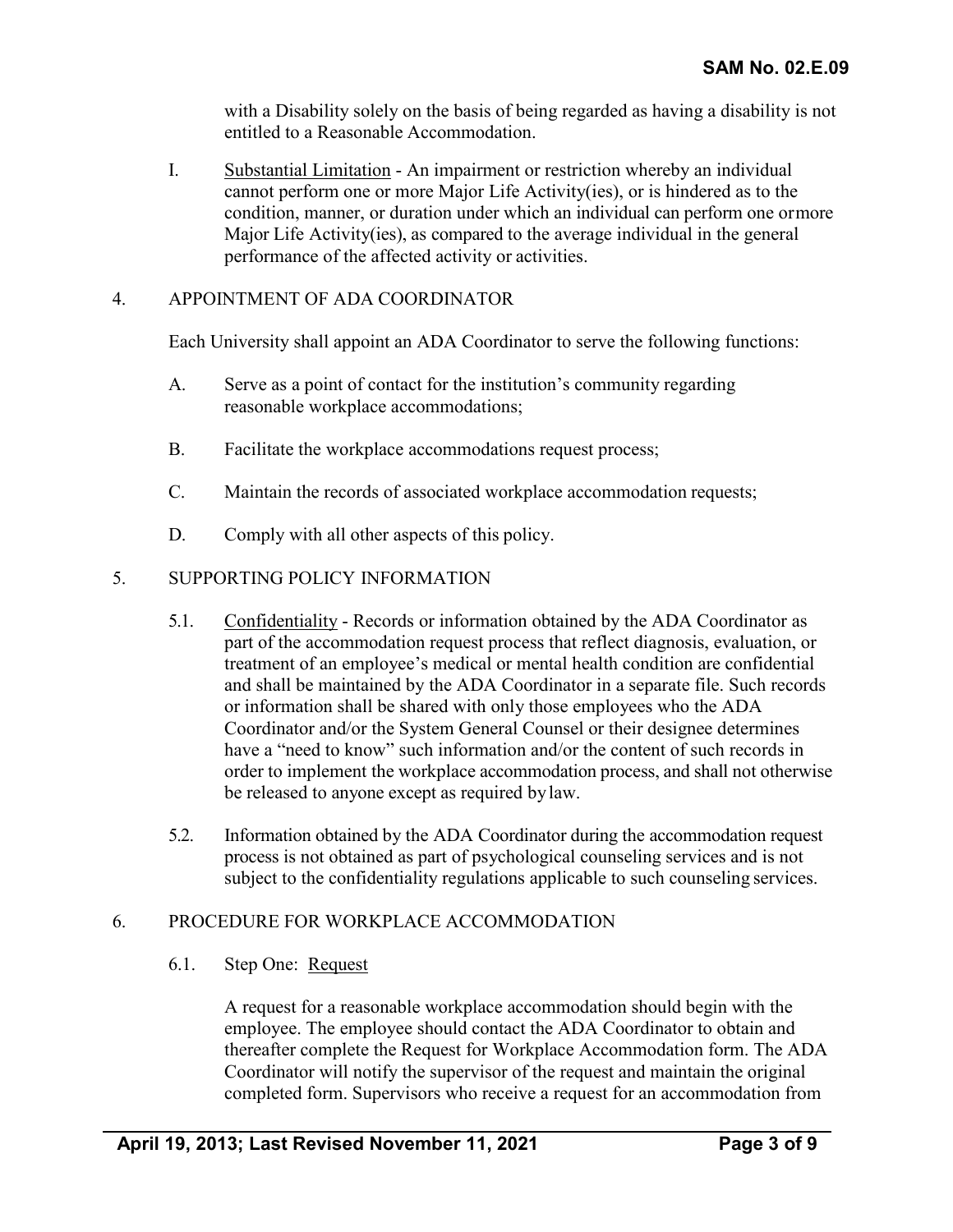with a Disability solely on the basis of being regarded as having a disability is not entitled to a Reasonable Accommodation.

I. Substantial Limitation - An impairment or restriction whereby an individual cannot perform one or more Major Life Activity(ies), or is hindered as to the condition, manner, or duration under which an individual can perform one or more Major Life Activity(ies), as compared to the average individual in the general performance of the affected activity or activities.

## 4. APPOINTMENT OF ADA COORDINATOR

Each University shall appoint an ADA Coordinator to serve the following functions:

A. Serve as a point of contact for the institution's community regarding reasonable workplace accommodations;

B. Facilitate the workplace accommodations request process;

C. Maintain the records of associated workplace accommodation requests;

D. Comply with all other aspects of this policy.

## 5. SUPPORTING POLICY INFORMATION

5.1. Confidentiality - Records or information obtained by the ADA Coordinator as part of the accommodation request process that reflect diagnosis, evaluation, or treatment of an employee's medical or mental health condition are confidential and shall be maintained by the ADA Coordinator in a separate file. Such records or information shall be shared with only those employees who the ADA Coordinator and/or the System General Counsel or their designee determines have a "need to know" such information and/or the content of such records in order to implement the workplace accommodation process, and shall not otherwise be released to anyone except as required by law.

5.2. Information obtained by the ADA Coordinator during the accommodation request process is not obtained as part of psychological counseling services and is not subject to the confidentiality regulations applicable to such counseling services.

## 6. PROCEDURE FOR WORKPLACE ACCOMMODATION

### 6.1. Step One: Request

A request for a reasonable workplace accommodation should begin with the employee. The employee should contact the ADA Coordinator to obtain and thereafter complete the Request for Workplace Accommodation form. The ADA Coordinator will notify the supervisor of the request and maintain the original completed form. Supervisors who receive a request for an accommodation from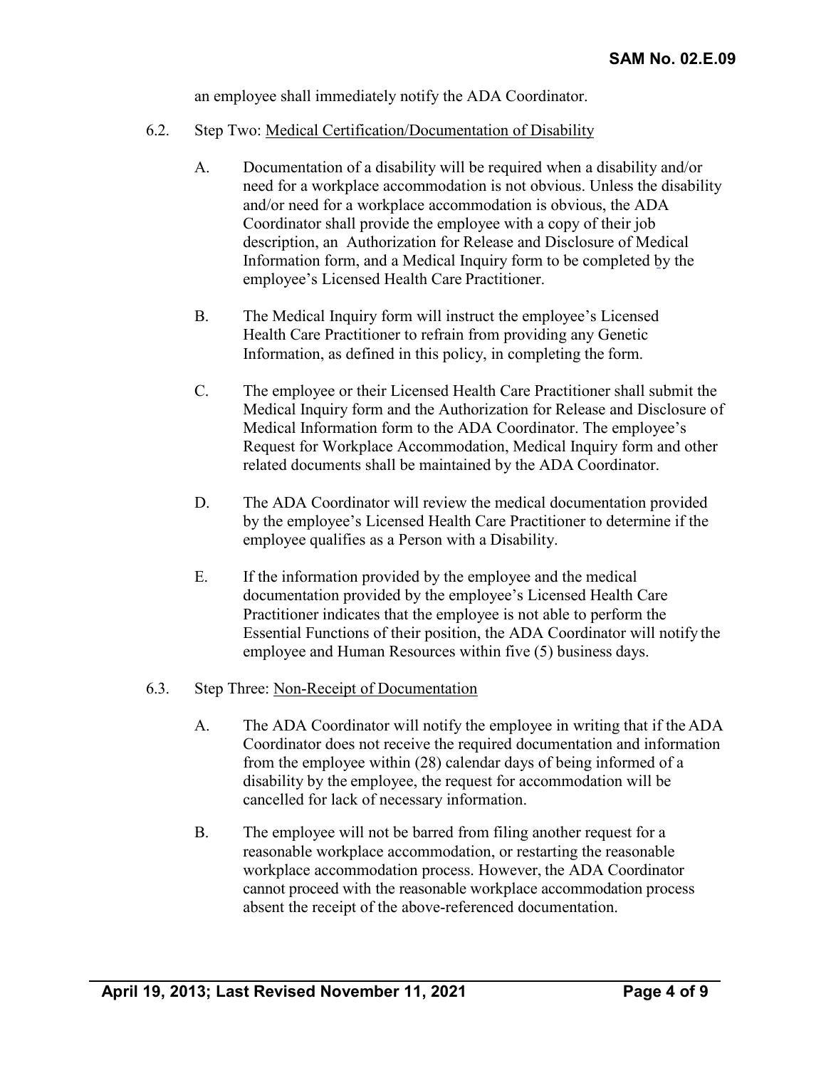an employee shall immediately notify the ADA Coordinator.

6.2. Step Two: <u>Medical Certification/Documentation of Disability</u>

A. Documentation of a disability will be required when a disability and/or need for a workplace accommodation is not obvious. Unless the disability and/or need for a workplace accommodation is obvious, the ADA Coordinator shall provide the employee with a copy of their job description, an Authorization for Release and Disclosure of Medical Information form, and a Medical Inquiry form to be completed by the employee's Licensed Health Care Practitioner.

B. The Medical Inquiry form will instruct the employee's Licensed Health Care Practitioner to refrain from providing any Genetic Information, as defined in this policy, in completing the form.

C. The employee or their Licensed Health Care Practitioner shall submit the Medical Inquiry form and the Authorization for Release and Disclosure of Medical Information form to the ADA Coordinator. The employee's Request for Workplace Accommodation, Medical Inquiry form and other related documents shall be maintained by the ADA Coordinator.

D. The ADA Coordinator will review the medical documentation provided by the employee's Licensed Health Care Practitioner to determine if the employee qualifies as a Person with a Disability.

E. If the information provided by the employee and the medical documentation provided by the employee's Licensed Health Care Practitioner indicates that the employee is not able to perform the Essential Functions of their position, the ADA Coordinator will notify the employee and Human Resources within five (5) business days.

6.3. Step Three: <u>Non-Receipt of Documentation</u>

A. The ADA Coordinator will notify the employee in writing that if the ADA Coordinator does not receive the required documentation and information from the employee within (28) calendar days of being informed of a disability by the employee, the request for accommodation will be cancelled for lack of necessary information.

B. The employee will not be barred from filing another request for a reasonable workplace accommodation, or restarting the reasonable workplace accommodation process. However, the ADA Coordinator cannot proceed with the reasonable workplace accommodation process absent the receipt of the above-referenced documentation.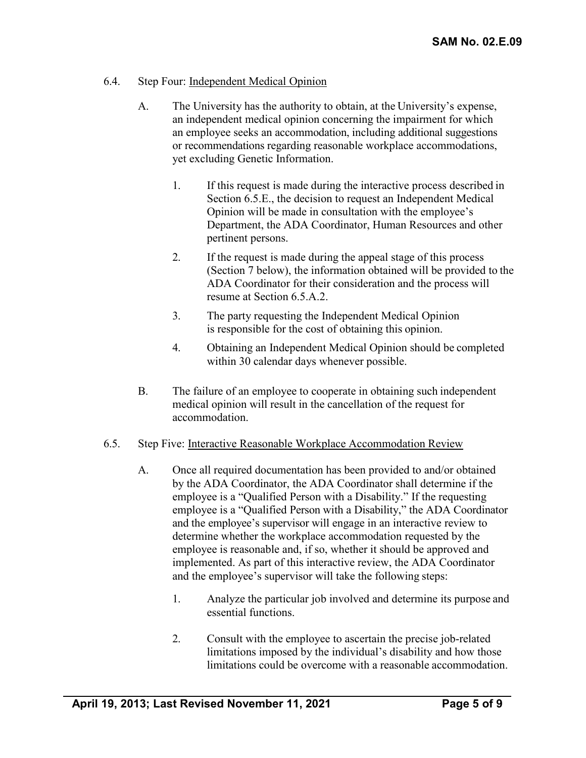### 6.4. Step Four: Independent Medical Opinion

A. The University has the authority to obtain, at the University's expense, an independent medical opinion concerning the impairment for which an employee seeks an accommodation, including additional suggestions or recommendations regarding reasonable workplace accommodations, yet excluding Genetic Information.

1. If this request is made during the interactive process described in Section 6.5.E., the decision to request an Independent Medical Opinion will be made in consultation with the employee's Department, the ADA Coordinator, Human Resources and other pertinent persons.
2. If the request is made during the appeal stage of this process (Section 7 below), the information obtained will be provided to the ADA Coordinator for their consideration and the process will resume at Section 6.5.A.2.
3. The party requesting the Independent Medical Opinion is responsible for the cost of obtaining this opinion.
4. Obtaining an Independent Medical Opinion should be completed within 30 calendar days whenever possible.

B. The failure of an employee to cooperate in obtaining such independent medical opinion will result in the cancellation of the request for accommodation.

### 6.5. Step Five: Interactive Reasonable Workplace Accommodation Review

A. Once all required documentation has been provided to and/or obtained by the ADA Coordinator, the ADA Coordinator shall determine if the employee is a "Qualified Person with a Disability." If the requesting employee is a "Qualified Person with a Disability," the ADA Coordinator and the employee's supervisor will engage in an interactive review to determine whether the workplace accommodation requested by the employee is reasonable and, if so, whether it should be approved and implemented. As part of this interactive review, the ADA Coordinator and the employee's supervisor will take the following steps:

1. Analyze the particular job involved and determine its purpose and essential functions.
2. Consult with the employee to ascertain the precise job-related limitations imposed by the individual's disability and how those limitations could be overcome with a reasonable accommodation.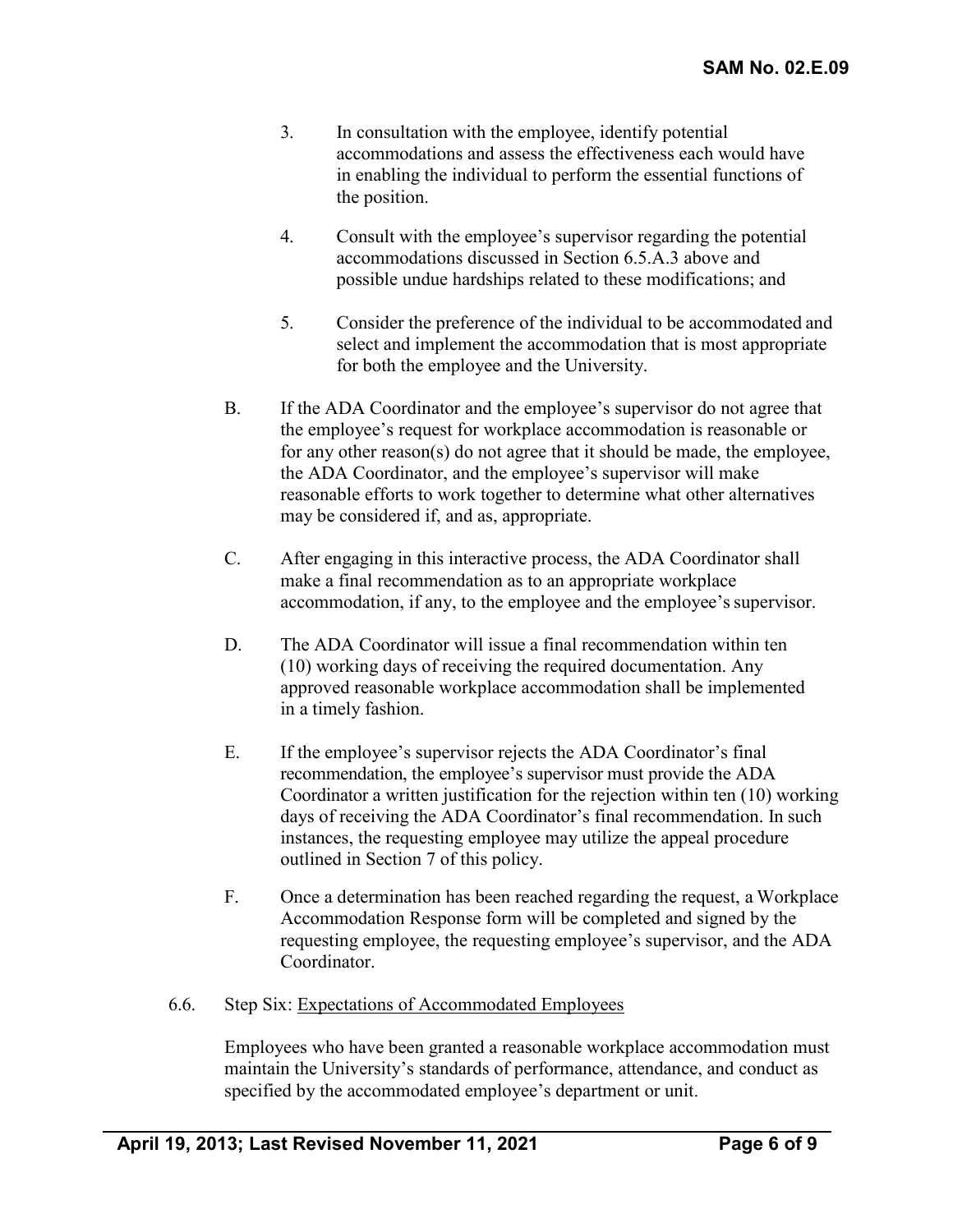3. In consultation with the employee, identify potential accommodations and assess the effectiveness each would have in enabling the individual to perform the essential functions of the position.

4. Consult with the employee's supervisor regarding the potential accommodations discussed in Section 6.5.A.3 above and possible undue hardships related to these modifications; and

5. Consider the preference of the individual to be accommodated and select and implement the accommodation that is most appropriate for both the employee and the University.

B. If the ADA Coordinator and the employee's supervisor do not agree that the employee's request for workplace accommodation is reasonable or for any other reason(s) do not agree that it should be made, the employee, the ADA Coordinator, and the employee's supervisor will make reasonable efforts to work together to determine what other alternatives may be considered if, and as, appropriate.

C. After engaging in this interactive process, the ADA Coordinator shall make a final recommendation as to an appropriate workplace accommodation, if any, to the employee and the employee's supervisor.

D. The ADA Coordinator will issue a final recommendation within ten (10) working days of receiving the required documentation. Any approved reasonable workplace accommodation shall be implemented in a timely fashion.

E. If the employee's supervisor rejects the ADA Coordinator's final recommendation, the employee's supervisor must provide the ADA Coordinator a written justification for the rejection within ten (10) working days of receiving the ADA Coordinator's final recommendation. In such instances, the requesting employee may utilize the appeal procedure outlined in Section 7 of this policy.

F. Once a determination has been reached regarding the request, a Workplace Accommodation Response form will be completed and signed by the requesting employee, the requesting employee's supervisor, and the ADA Coordinator.

6.6. Step Six: Expectations of Accommodated Employees

Employees who have been granted a reasonable workplace accommodation must maintain the University's standards of performance, attendance, and conduct as specified by the accommodated employee's department or unit.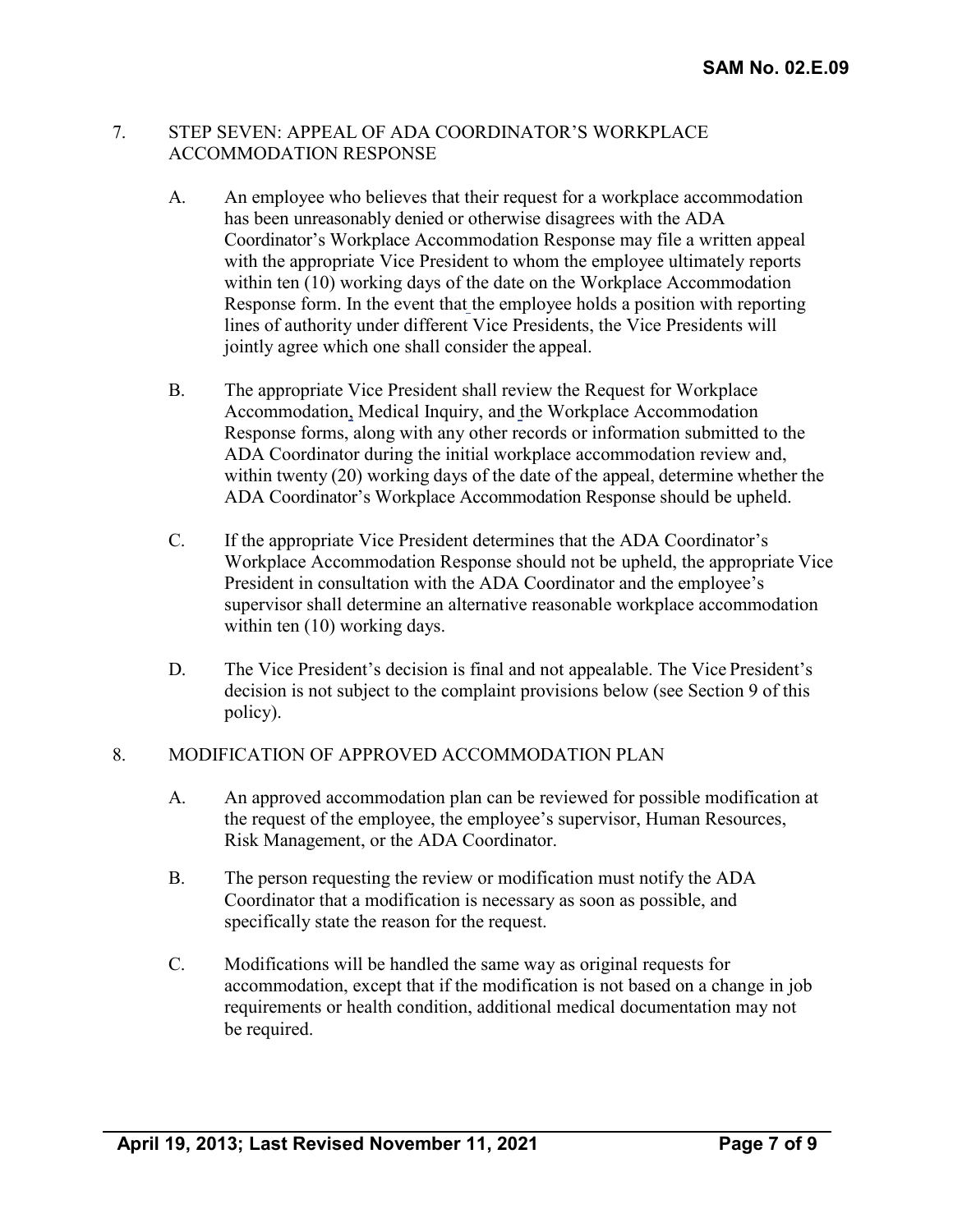## 7. STEP SEVEN: APPEAL OF ADA COORDINATOR'S WORKPLACE ACCOMMODATION RESPONSE

A. An employee who believes that their request for a workplace accommodation has been unreasonably denied or otherwise disagrees with the ADA Coordinator's Workplace Accommodation Response may file a written appeal with the appropriate Vice President to whom the employee ultimately reports within ten (10) working days of the date on the Workplace Accommodation Response form. In the event that the employee holds a position with reporting lines of authority under different Vice Presidents, the Vice Presidents will jointly agree which one shall consider the appeal.

B. The appropriate Vice President shall review the Request for Workplace Accommodation, Medical Inquiry, and the Workplace Accommodation Response forms, along with any other records or information submitted to the ADA Coordinator during the initial workplace accommodation review and, within twenty (20) working days of the date of the appeal, determine whether the ADA Coordinator's Workplace Accommodation Response should be upheld.

C. If the appropriate Vice President determines that the ADA Coordinator's Workplace Accommodation Response should not be upheld, the appropriate Vice President in consultation with the ADA Coordinator and the employee's supervisor shall determine an alternative reasonable workplace accommodation within ten (10) working days.

D. The Vice President's decision is final and not appealable. The Vice President's decision is not subject to the complaint provisions below (see Section 9 of this policy).

## 8. MODIFICATION OF APPROVED ACCOMMODATION PLAN

A. An approved accommodation plan can be reviewed for possible modification at the request of the employee, the employee's supervisor, Human Resources, Risk Management, or the ADA Coordinator.

B. The person requesting the review or modification must notify the ADA Coordinator that a modification is necessary as soon as possible, and specifically state the reason for the request.

C. Modifications will be handled the same way as original requests for accommodation, except that if the modification is not based on a change in job requirements or health condition, additional medical documentation may not be required.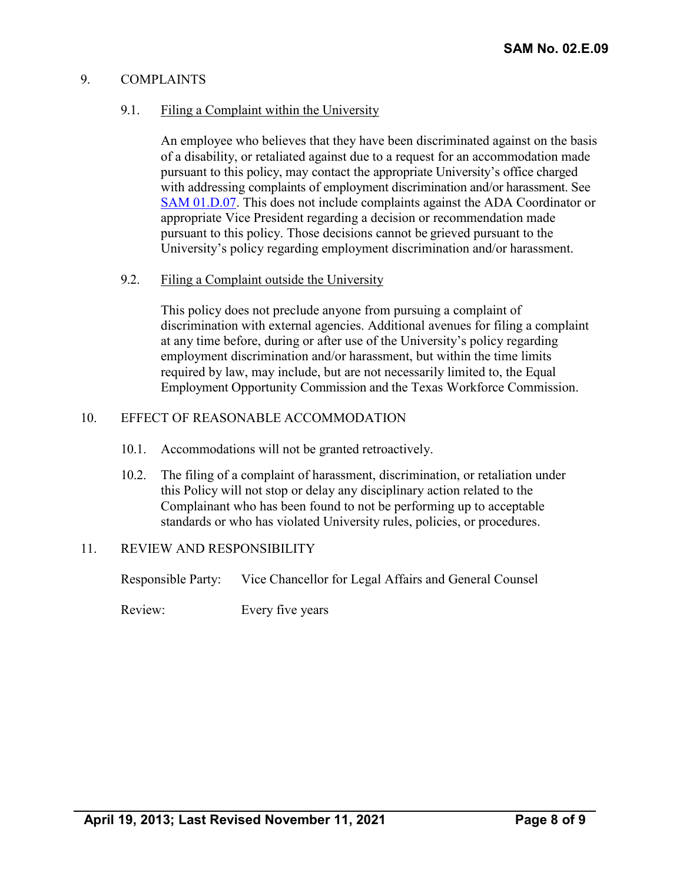## 9. COMPLAINTS

### 9.1. Filing a Complaint within the University

An employee who believes that they have been discriminated against on the basis of a disability, or retaliated against due to a request for an accommodation made pursuant to this policy, may contact the appropriate University's office charged with addressing complaints of employment discrimination and/or harassment. See [SAM 01.D.07](). This does not include complaints against the ADA Coordinator or appropriate Vice President regarding a decision or recommendation made pursuant to this policy. Those decisions cannot be grieved pursuant to the University's policy regarding employment discrimination and/or harassment.

### 9.2. Filing a Complaint outside the University

This policy does not preclude anyone from pursuing a complaint of discrimination with external agencies. Additional avenues for filing a complaint at any time before, during or after use of the University's policy regarding employment discrimination and/or harassment, but within the time limits required by law, may include, but are not necessarily limited to, the Equal Employment Opportunity Commission and the Texas Workforce Commission.

## 10. EFFECT OF REASONABLE ACCOMMODATION

10.1. Accommodations will not be granted retroactively.

10.2. The filing of a complaint of harassment, discrimination, or retaliation under this Policy will not stop or delay any disciplinary action related to the Complainant who has been found to not be performing up to acceptable standards or who has violated University rules, policies, or procedures.

## 11. REVIEW AND RESPONSIBILITY

Responsible Party: Vice Chancellor for Legal Affairs and General Counsel

Review: Every five years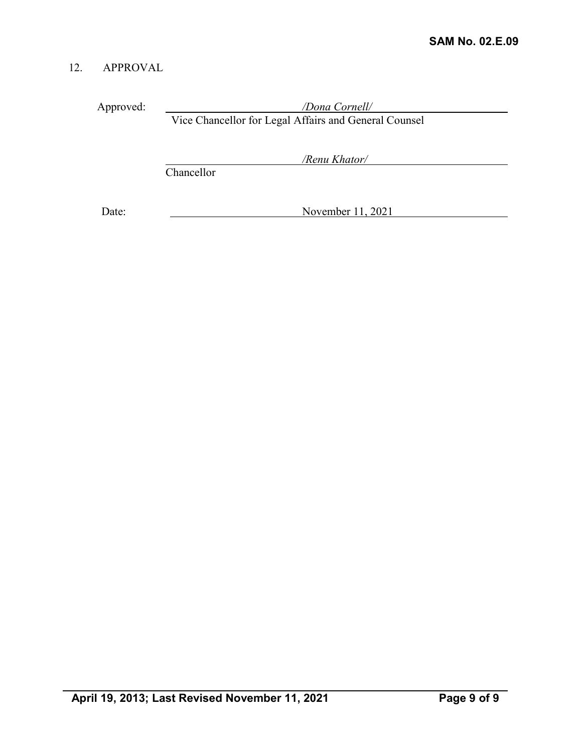## 12. APPROVAL

Approved: *Dona Cornell*

Vice Chancellor for Legal Affairs and General Counsel

*Renu Khator*

Chancellor

Date: November 11, 2021